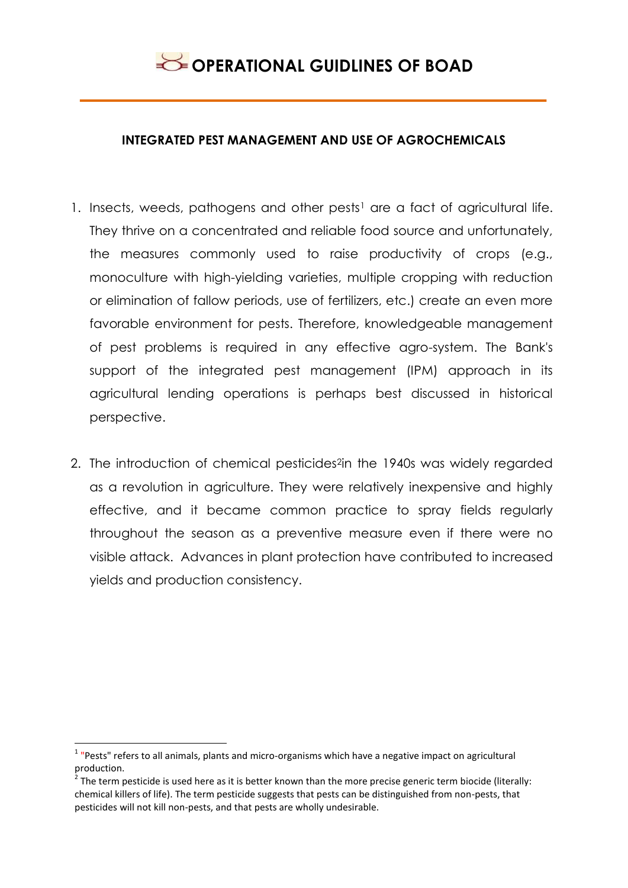# OPERATIONAL GUIDLINES OF BOAD

## INTEGRATED PEST MANAGEMENT AND USE OF AGROCHEMICALS

1. Insects, weeds, pathogens and other pests[1] are a fact of agricultural life. They thrive on a concentrated and reliable food source and unfortunately, the measures commonly used to raise productivity of crops (e.g., monoculture with high-yielding varieties, multiple cropping with reduction or elimination of fallow periods, use of fertilizers, etc.) create an even more favorable environment for pests. Therefore, knowledgeable management of pest problems is required in any effective agro-system. The Bank's support of the integrated pest management (IPM) approach in its agricultural lending operations is perhaps best discussed in historical perspective.

2. The introduction of chemical pesticides[2]in the 1940s was widely regarded as a revolution in agriculture. They were relatively inexpensive and highly effective, and it became common practice to spray fields regularly throughout the season as a preventive measure even if there were no visible attack. Advances in plant protection have contributed to increased yields and production consistency.

---

[1] "Pests" refers to all animals, plants and micro-organisms which have a negative impact on agricultural production.

[2] The term pesticide is used here as it is better known than the more precise generic term biocide (literally: chemical killers of life). The term pesticide suggests that pests can be distinguished from non-pests, that pesticides will not kill non-pests, and that pests are wholly undesirable.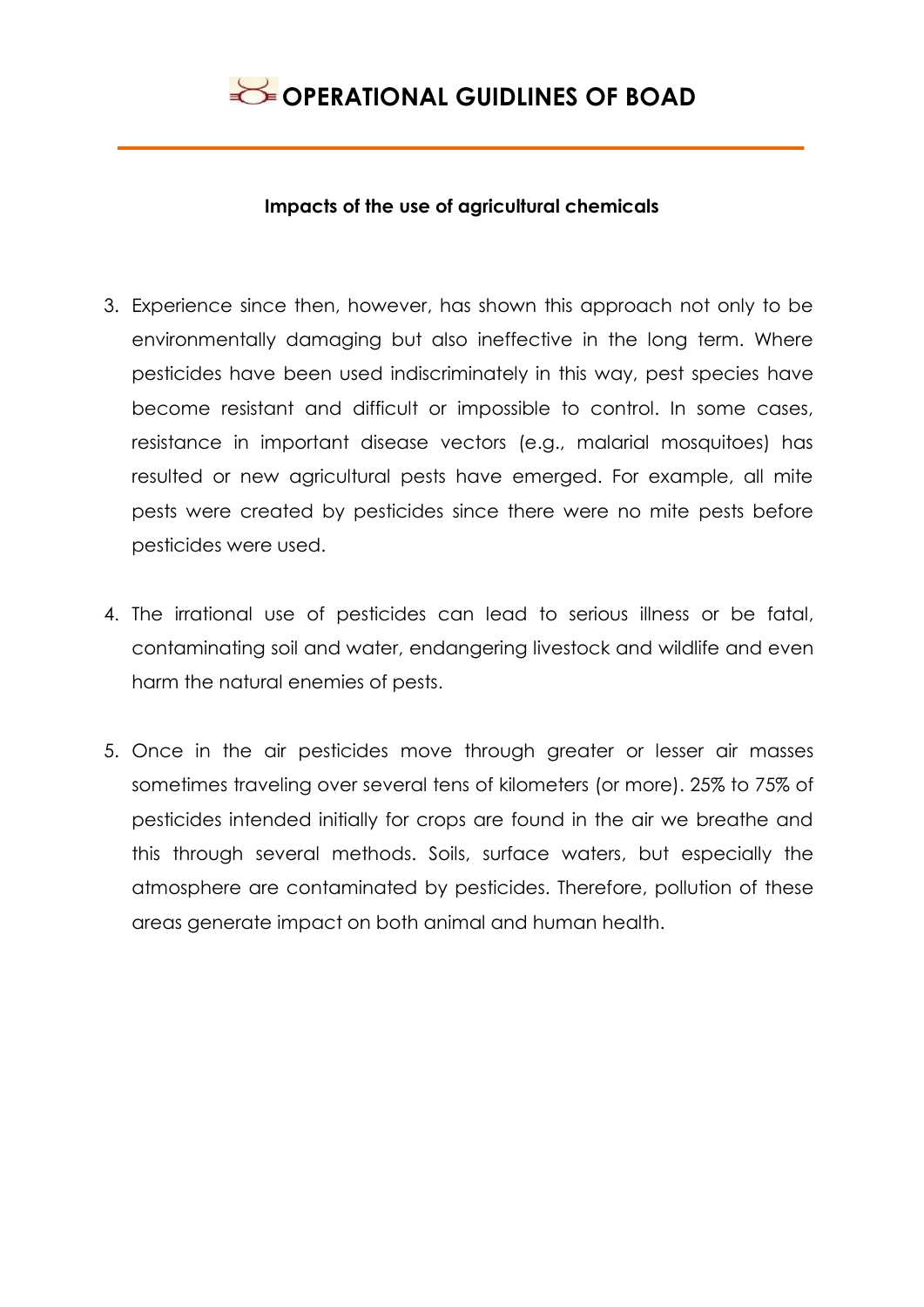**Impacts of the use of agricultural chemicals**

3. Experience since then, however, has shown this approach not only to be environmentally damaging but also ineffective in the long term. Where pesticides have been used indiscriminately in this way, pest species have become resistant and difficult or impossible to control. In some cases, resistance in important disease vectors (e.g., malarial mosquitoes) has resulted or new agricultural pests have emerged. For example, all mite pests were created by pesticides since there were no mite pests before pesticides were used.

4. The irrational use of pesticides can lead to serious illness or be fatal, contaminating soil and water, endangering livestock and wildlife and even harm the natural enemies of pests.

5. Once in the air pesticides move through greater or lesser air masses sometimes traveling over several tens of kilometers (or more). 25% to 75% of pesticides intended initially for crops are found in the air we breathe and this through several methods. Soils, surface waters, but especially the atmosphere are contaminated by pesticides. Therefore, pollution of these areas generate impact on both animal and human health.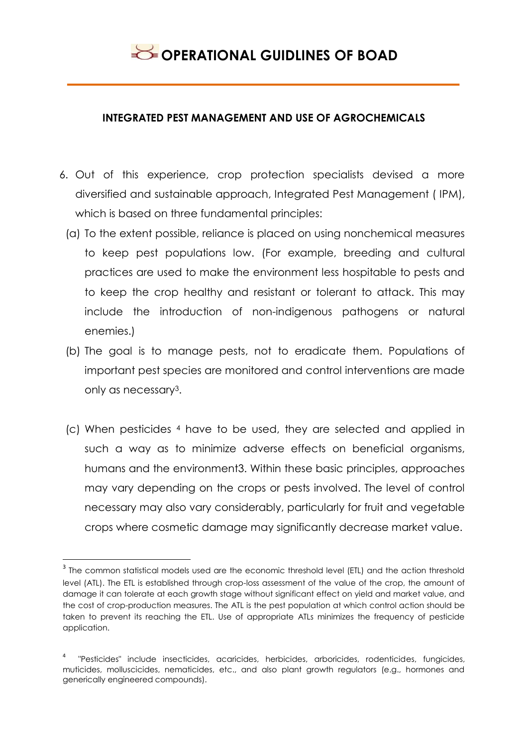## INTEGRATED PEST MANAGEMENT AND USE OF AGROCHEMICALS

6. Out of this experience, crop protection specialists devised a more diversified and sustainable approach, Integrated Pest Management ( IPM), which is based on three fundamental principles:

   (a) To the extent possible, reliance is placed on using nonchemical measures to keep pest populations low. (For example, breeding and cultural practices are used to make the environment less hospitable to pests and to keep the crop healthy and resistant or tolerant to attack. This may include the introduction of non-indigenous pathogens or natural enemies.)

   (b) The goal is to manage pests, not to eradicate them. Populations of important pest species are monitored and control interventions are made only as necessary[3].

   (c) When pesticides [4] have to be used, they are selected and applied in such a way as to minimize adverse effects on beneficial organisms, humans and the environment3. Within these basic principles, approaches may vary depending on the crops or pests involved. The level of control necessary may also vary considerably, particularly for fruit and vegetable crops where cosmetic damage may significantly decrease market value.

---

[3] The common statistical models used are the economic threshold level (ETL) and the action threshold level (ATL). The ETL is established through crop-loss assessment of the value of the crop, the amount of damage it can tolerate at each growth stage without significant effect on yield and market value, and the cost of crop-production measures. The ATL is the pest population at which control action should be taken to prevent its reaching the ETL. Use of appropriate ATLs minimizes the frequency of pesticide application.

[4] "Pesticides" include insecticides, acaricides, herbicides, arboricides, rodenticides, fungicides, muticides, molluscicides, nematicides, etc., and also plant growth regulators (e.g., hormones and generically engineered compounds).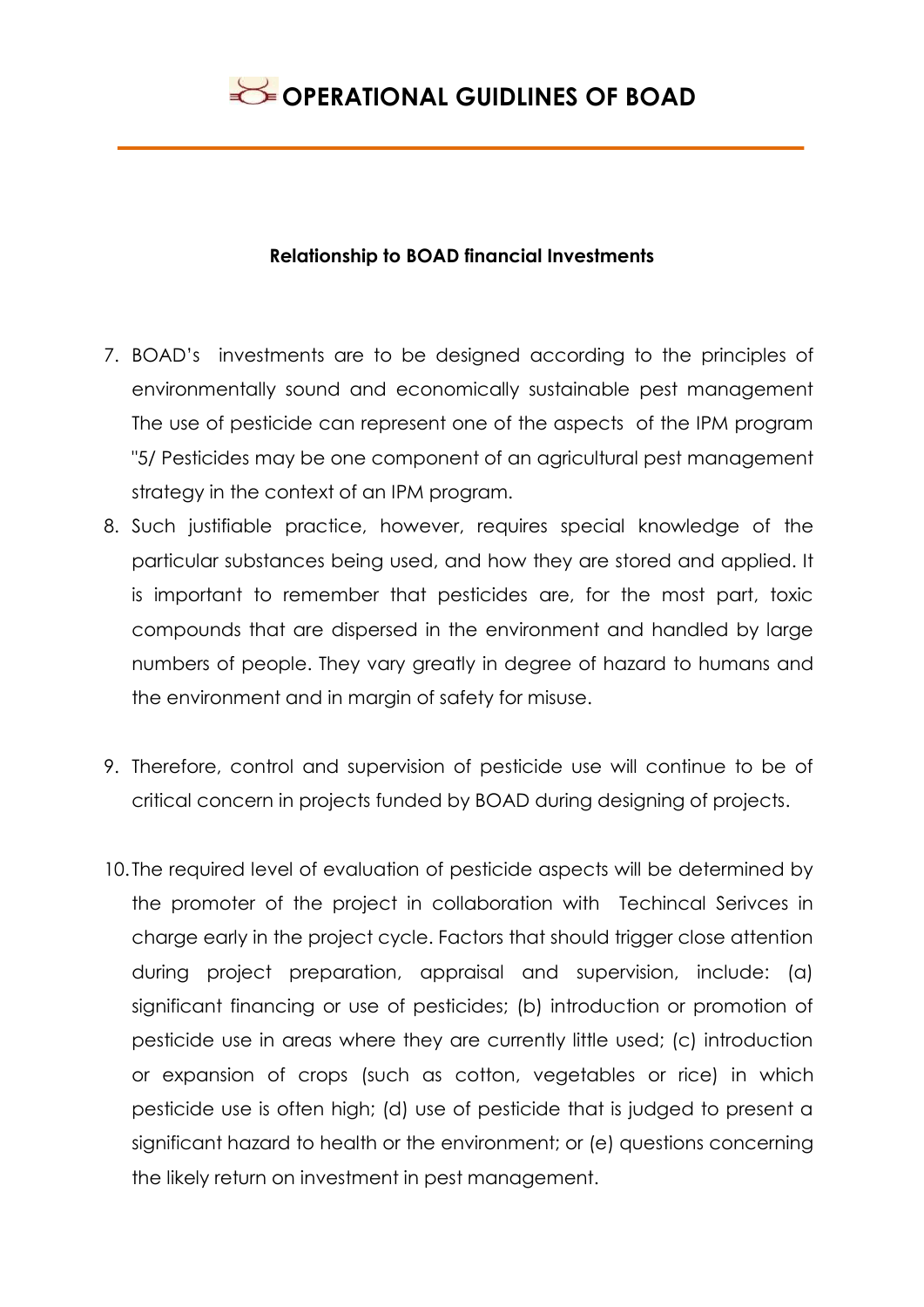#### Relationship to BOAD financial Investments

7. BOAD's investments are to be designed according to the principles of environmentally sound and economically sustainable pest management The use of pesticide can represent one of the aspects of the IPM program "5/ Pesticides may be one component of an agricultural pest management strategy in the context of an IPM program.
8. Such justifiable practice, however, requires special knowledge of the particular substances being used, and how they are stored and applied. It is important to remember that pesticides are, for the most part, toxic compounds that are dispersed in the environment and handled by large numbers of people. They vary greatly in degree of hazard to humans and the environment and in margin of safety for misuse.
9. Therefore, control and supervision of pesticide use will continue to be of critical concern in projects funded by BOAD during designing of projects.
10. The required level of evaluation of pesticide aspects will be determined by the promoter of the project in collaboration with Techincal Serivces in charge early in the project cycle. Factors that should trigger close attention during project preparation, appraisal and supervision, include: (a) significant financing or use of pesticides; (b) introduction or promotion of pesticide use in areas where they are currently little used; (c) introduction or expansion of crops (such as cotton, vegetables or rice) in which pesticide use is often high; (d) use of pesticide that is judged to present a significant hazard to health or the environment; or (e) questions concerning the likely return on investment in pest management.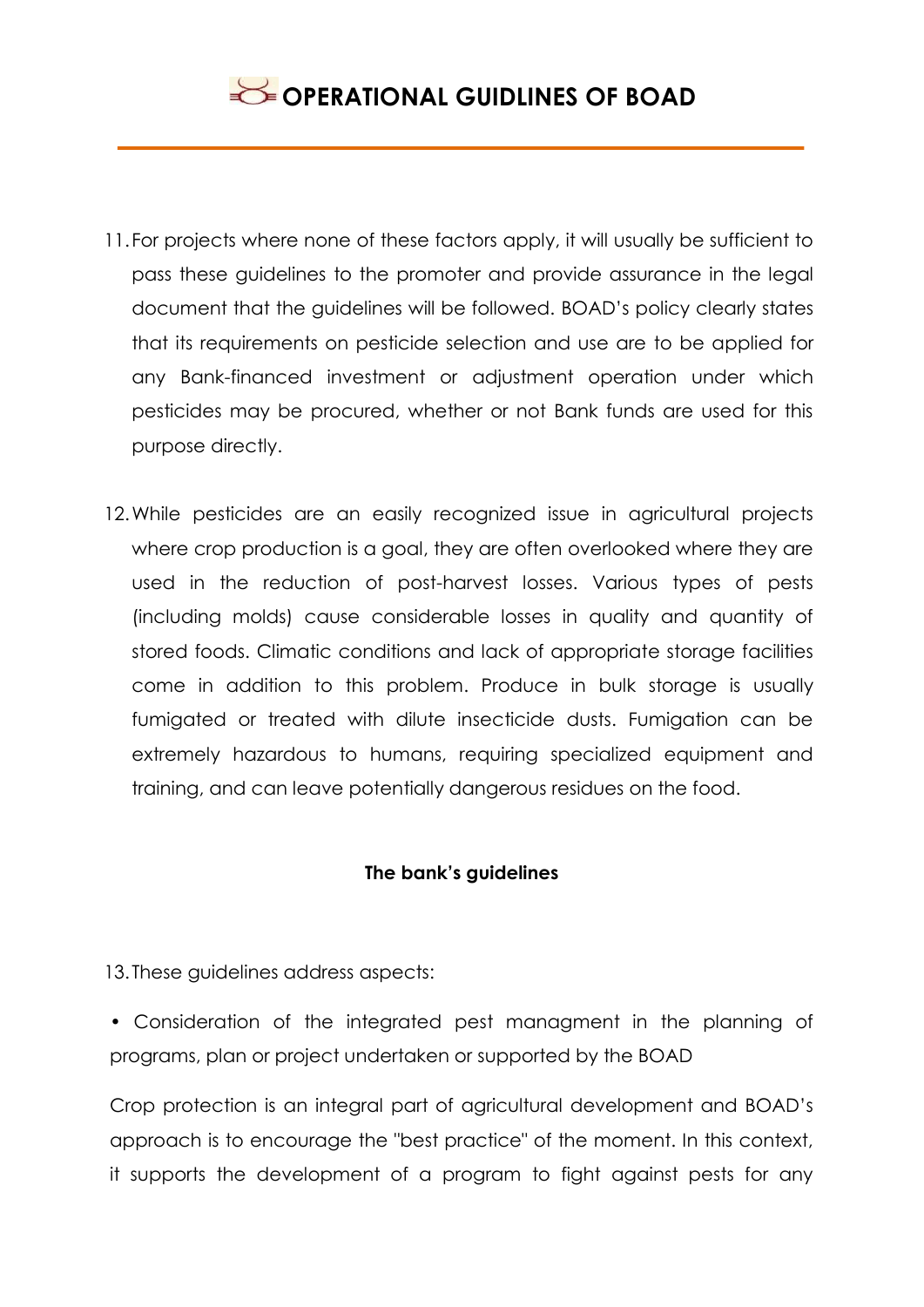11. For projects where none of these factors apply, it will usually be sufficient to pass these guidelines to the promoter and provide assurance in the legal document that the guidelines will be followed. BOAD's policy clearly states that its requirements on pesticide selection and use are to be applied for any Bank-financed investment or adjustment operation under which pesticides may be procured, whether or not Bank funds are used for this purpose directly.

12. While pesticides are an easily recognized issue in agricultural projects where crop production is a goal, they are often overlooked where they are used in the reduction of post-harvest losses. Various types of pests (including molds) cause considerable losses in quality and quantity of stored foods. Climatic conditions and lack of appropriate storage facilities come in addition to this problem. Produce in bulk storage is usually fumigated or treated with dilute insecticide dusts. Fumigation can be extremely hazardous to humans, requiring specialized equipment and training, and can leave potentially dangerous residues on the food.

**The bank's guidelines**

13. These guidelines address aspects:

- Consideration of the integrated pest managment in the planning of programs, plan or project undertaken or supported by the BOAD

Crop protection is an integral part of agricultural development and BOAD's approach is to encourage the "best practice" of the moment. In this context, it supports the development of a program to fight against pests for any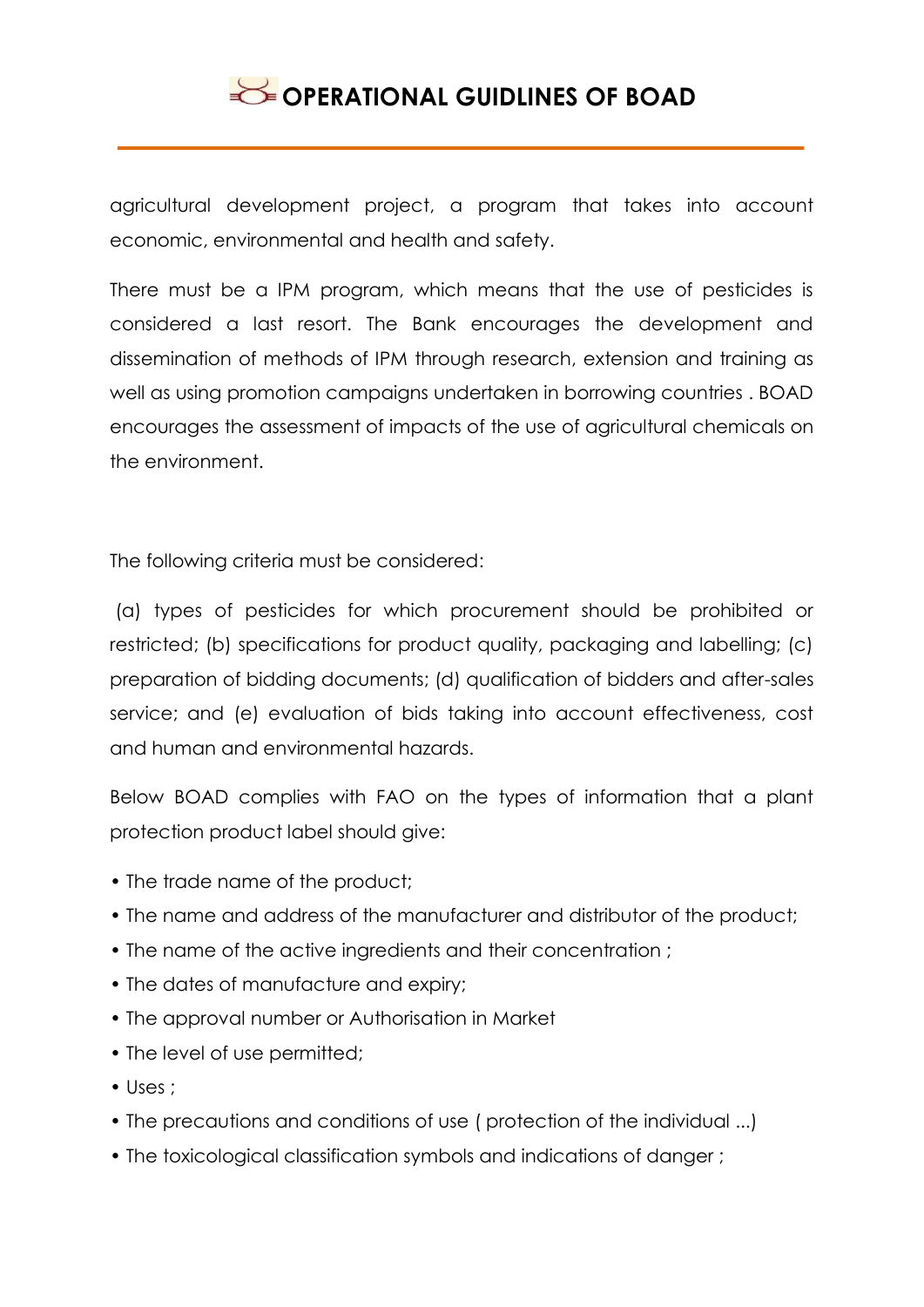agricultural development project, a program that takes into account economic, environmental and health and safety.

There must be a IPM program, which means that the use of pesticides is considered a last resort. The Bank encourages the development and dissemination of methods of IPM through research, extension and training as well as using promotion campaigns undertaken in borrowing countries . BOAD encourages the assessment of impacts of the use of agricultural chemicals on the environment.

The following criteria must be considered:

(a) types of pesticides for which procurement should be prohibited or restricted; (b) specifications for product quality, packaging and labelling; (c) preparation of bidding documents; (d) qualification of bidders and after-sales service; and (e) evaluation of bids taking into account effectiveness, cost and human and environmental hazards.

Below BOAD complies with FAO on the types of information that a plant protection product label should give:

- The trade name of the product;
- The name and address of the manufacturer and distributor of the product;
- The name of the active ingredients and their concentration ;
- The dates of manufacture and expiry;
- The approval number or Authorisation in Market
- The level of use permitted;
- Uses ;
- The precautions and conditions of use ( protection of the individual ...)
- The toxicological classification symbols and indications of danger ;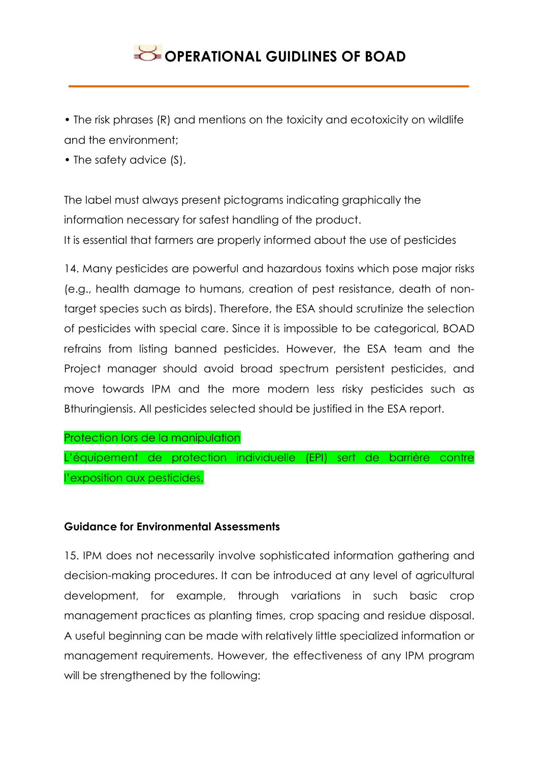- The risk phrases (R) and mentions on the toxicity and ecotoxicity on wildlife and the environment;
- The safety advice (S).

The label must always present pictograms indicating graphically the information necessary for safest handling of the product.
It is essential that farmers are properly informed about the use of pesticides

14. Many pesticides are powerful and hazardous toxins which pose major risks (e.g., health damage to humans, creation of pest resistance, death of non-target species such as birds). Therefore, the ESA should scrutinize the selection of pesticides with special care. Since it is impossible to be categorical, BOAD refrains from listing banned pesticides. However, the ESA team and the Project manager should avoid broad spectrum persistent pesticides, and move towards IPM and the more modern less risky pesticides such as Bthuringiensis. All pesticides selected should be justified in the ESA report.

Protection lors de la manipulation
L'équipement de protection individuelle (EPI) sert de barrière contre l'exposition aux pesticides.

**Guidance for Environmental Assessments**

15. IPM does not necessarily involve sophisticated information gathering and decision-making procedures. It can be introduced at any level of agricultural development, for example, through variations in such basic crop management practices as planting times, crop spacing and residue disposal. A useful beginning can be made with relatively little specialized information or management requirements. However, the effectiveness of any IPM program will be strengthened by the following: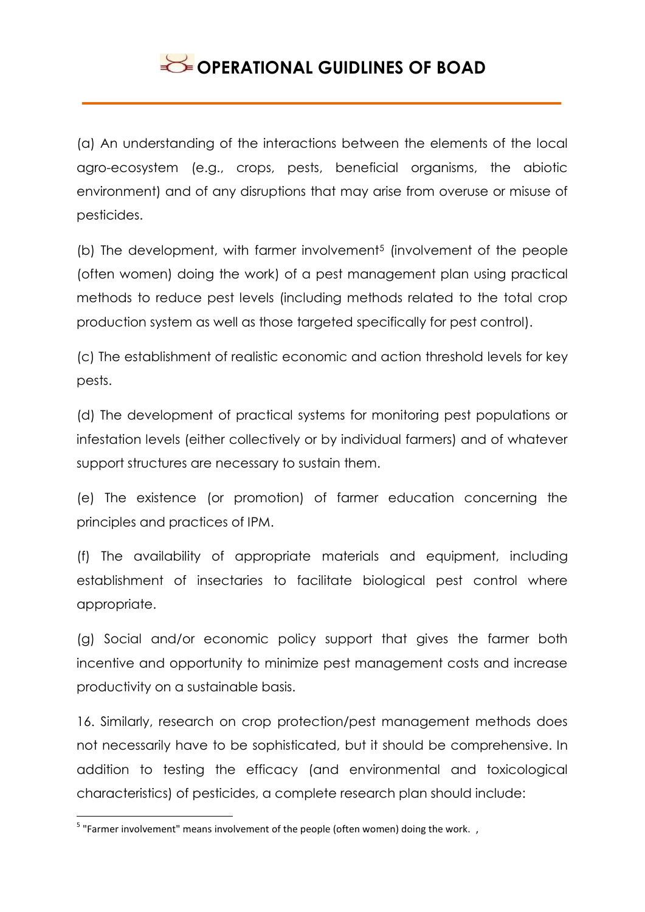(a) An understanding of the interactions between the elements of the local agro-ecosystem (e.g., crops, pests, beneficial organisms, the abiotic environment) and of any disruptions that may arise from overuse or misuse of pesticides.

(b) The development, with farmer involvement[5] (involvement of the people (often women) doing the work) of a pest management plan using practical methods to reduce pest levels (including methods related to the total crop production system as well as those targeted specifically for pest control).

(c) The establishment of realistic economic and action threshold levels for key pests.

(d) The development of practical systems for monitoring pest populations or infestation levels (either collectively or by individual farmers) and of whatever support structures are necessary to sustain them.

(e) The existence (or promotion) of farmer education concerning the principles and practices of IPM.

(f) The availability of appropriate materials and equipment, including establishment of insectaries to facilitate biological pest control where appropriate.

(g) Social and/or economic policy support that gives the farmer both incentive and opportunity to minimize pest management costs and increase productivity on a sustainable basis.

16. Similarly, research on crop protection/pest management methods does not necessarily have to be sophisticated, but it should be comprehensive. In addition to testing the efficacy (and environmental and toxicological characteristics) of pesticides, a complete research plan should include:

---

[5] "Farmer involvement" means involvement of the people (often women) doing the work. ,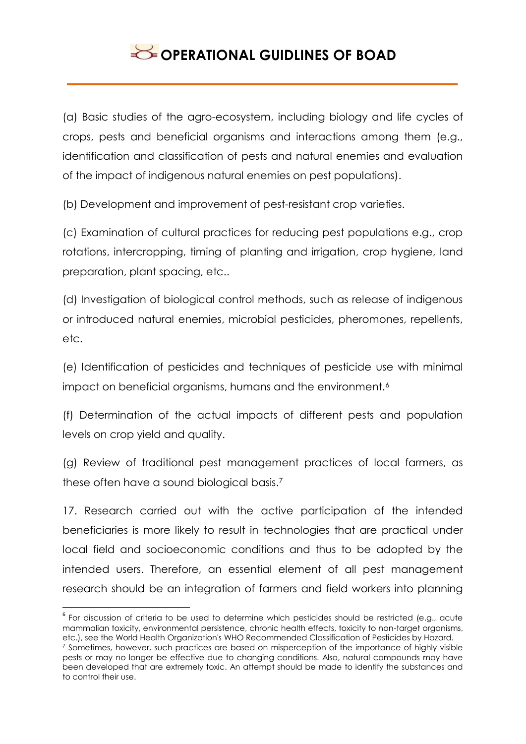(a) Basic studies of the agro-ecosystem, including biology and life cycles of crops, pests and beneficial organisms and interactions among them (e.g., identification and classification of pests and natural enemies and evaluation of the impact of indigenous natural enemies on pest populations).

(b) Development and improvement of pest-resistant crop varieties.

(c) Examination of cultural practices for reducing pest populations e.g., crop rotations, intercropping, timing of planting and irrigation, crop hygiene, land preparation, plant spacing, etc..

(d) Investigation of biological control methods, such as release of indigenous or introduced natural enemies, microbial pesticides, pheromones, repellents, etc.

(e) Identification of pesticides and techniques of pesticide use with minimal impact on beneficial organisms, humans and the environment.[6]

(f) Determination of the actual impacts of different pests and population levels on crop yield and quality.

(g) Review of traditional pest management practices of local farmers, as these often have a sound biological basis.[7]

17. Research carried out with the active participation of the intended beneficiaries is more likely to result in technologies that are practical under local field and socioeconomic conditions and thus to be adopted by the intended users. Therefore, an essential element of all pest management research should be an integration of farmers and field workers into planning

---

[6] For discussion of criteria to be used to determine which pesticides should be restricted (e.g., acute mammalian toxicity, environmental persistence, chronic health effects, toxicity to non-target organisms, etc.), see the World Health Organization's WHO Recommended Classification of Pesticides by Hazard.

[7] Sometimes, however, such practices are based on misperception of the importance of highly visible pests or may no longer be effective due to changing conditions. Also, natural compounds may have been developed that are extremely toxic. An attempt should be made to identify the substances and to control their use.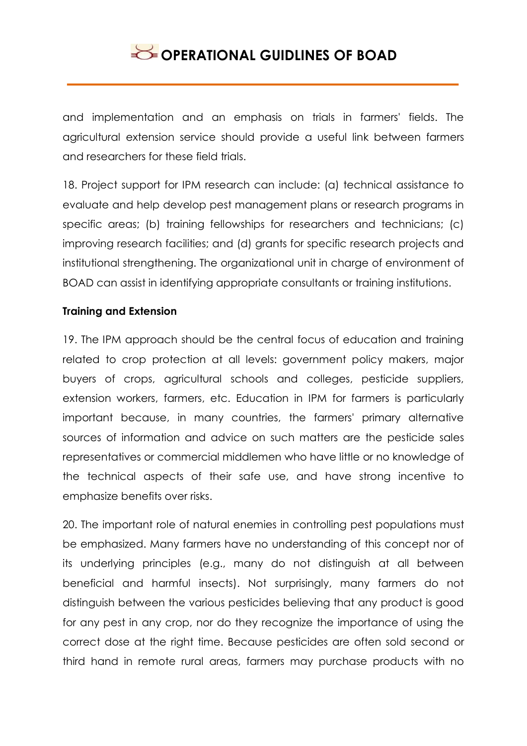and implementation and an emphasis on trials in farmers' fields. The agricultural extension service should provide a useful link between farmers and researchers for these field trials.

18. Project support for IPM research can include: (a) technical assistance to evaluate and help develop pest management plans or research programs in specific areas; (b) training fellowships for researchers and technicians; (c) improving research facilities; and (d) grants for specific research projects and institutional strengthening. The organizational unit in charge of environment of BOAD can assist in identifying appropriate consultants or training institutions.

**Training and Extension**

19. The IPM approach should be the central focus of education and training related to crop protection at all levels: government policy makers, major buyers of crops, agricultural schools and colleges, pesticide suppliers, extension workers, farmers, etc. Education in IPM for farmers is particularly important because, in many countries, the farmers' primary alternative sources of information and advice on such matters are the pesticide sales representatives or commercial middlemen who have little or no knowledge of the technical aspects of their safe use, and have strong incentive to emphasize benefits over risks.

20. The important role of natural enemies in controlling pest populations must be emphasized. Many farmers have no understanding of this concept nor of its underlying principles (e.g., many do not distinguish at all between beneficial and harmful insects). Not surprisingly, many farmers do not distinguish between the various pesticides believing that any product is good for any pest in any crop, nor do they recognize the importance of using the correct dose at the right time. Because pesticides are often sold second or third hand in remote rural areas, farmers may purchase products with no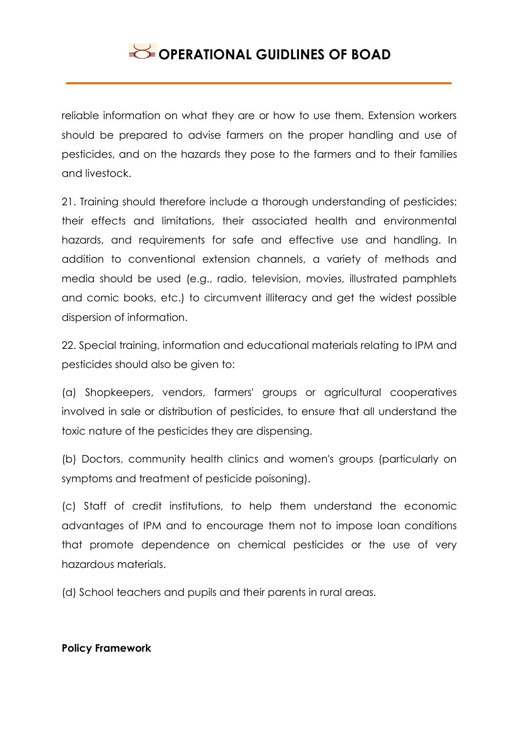reliable information on what they are or how to use them. Extension workers should be prepared to advise farmers on the proper handling and use of pesticides, and on the hazards they pose to the farmers and to their families and livestock.

21. Training should therefore include a thorough understanding of pesticides: their effects and limitations, their associated health and environmental hazards, and requirements for safe and effective use and handling. In addition to conventional extension channels, a variety of methods and media should be used (e.g., radio, television, movies, illustrated pamphlets and comic books, etc.) to circumvent illiteracy and get the widest possible dispersion of information.

22. Special training, information and educational materials relating to IPM and pesticides should also be given to:

(a) Shopkeepers, vendors, farmers' groups or agricultural cooperatives involved in sale or distribution of pesticides, to ensure that all understand the toxic nature of the pesticides they are dispensing.

(b) Doctors, community health clinics and women's groups (particularly on symptoms and treatment of pesticide poisoning).

(c) Staff of credit institutions, to help them understand the economic advantages of IPM and to encourage them not to impose loan conditions that promote dependence on chemical pesticides or the use of very hazardous materials.

(d) School teachers and pupils and their parents in rural areas.

**Policy Framework**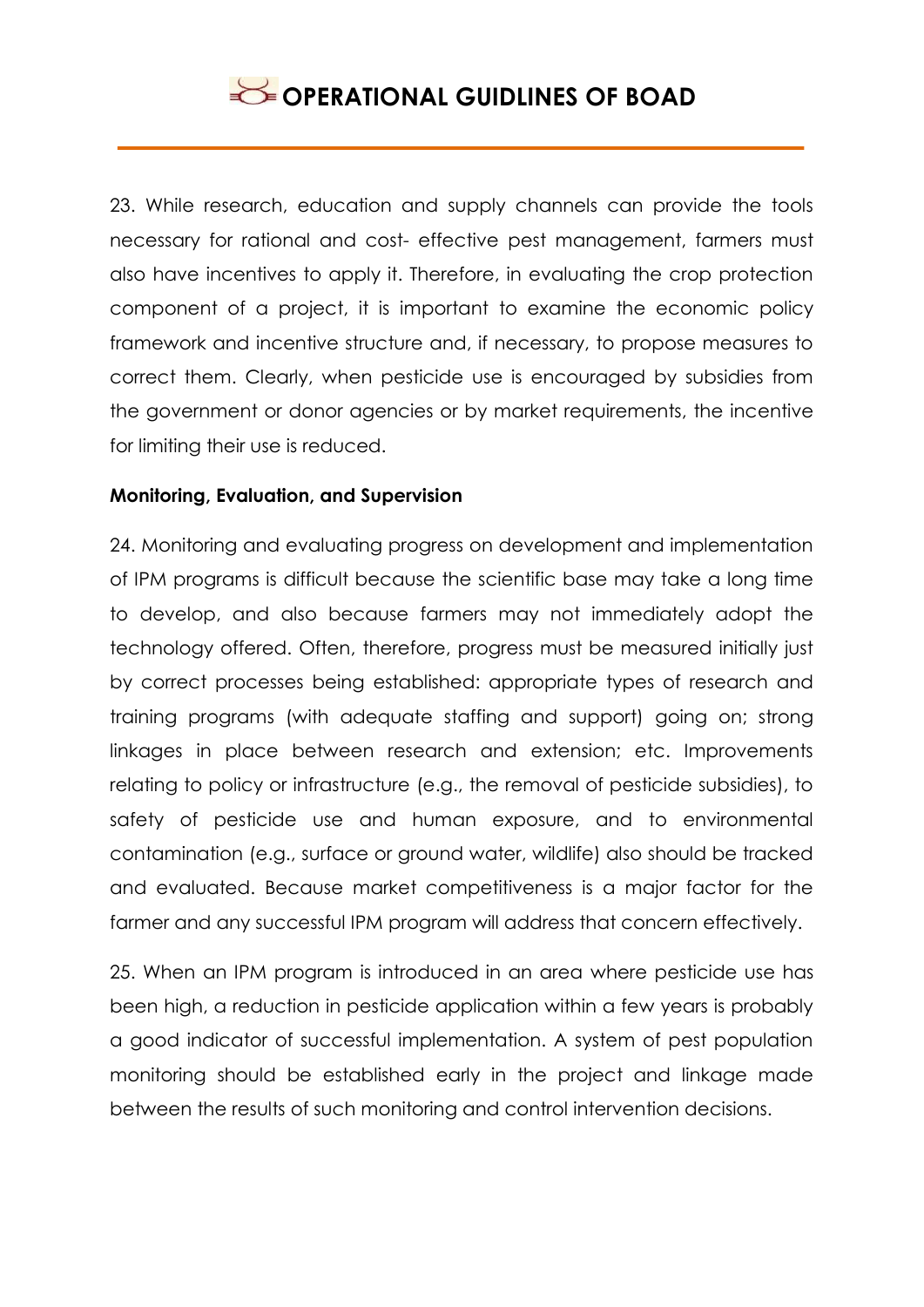23. While research, education and supply channels can provide the tools necessary for rational and cost- effective pest management, farmers must also have incentives to apply it. Therefore, in evaluating the crop protection component of a project, it is important to examine the economic policy framework and incentive structure and, if necessary, to propose measures to correct them. Clearly, when pesticide use is encouraged by subsidies from the government or donor agencies or by market requirements, the incentive for limiting their use is reduced.

**Monitoring, Evaluation, and Supervision**

24. Monitoring and evaluating progress on development and implementation of IPM programs is difficult because the scientific base may take a long time to develop, and also because farmers may not immediately adopt the technology offered. Often, therefore, progress must be measured initially just by correct processes being established: appropriate types of research and training programs (with adequate staffing and support) going on; strong linkages in place between research and extension; etc. Improvements relating to policy or infrastructure (e.g., the removal of pesticide subsidies), to safety of pesticide use and human exposure, and to environmental contamination (e.g., surface or ground water, wildlife) also should be tracked and evaluated. Because market competitiveness is a major factor for the farmer and any successful IPM program will address that concern effectively.

25. When an IPM program is introduced in an area where pesticide use has been high, a reduction in pesticide application within a few years is probably a good indicator of successful implementation. A system of pest population monitoring should be established early in the project and linkage made between the results of such monitoring and control intervention decisions.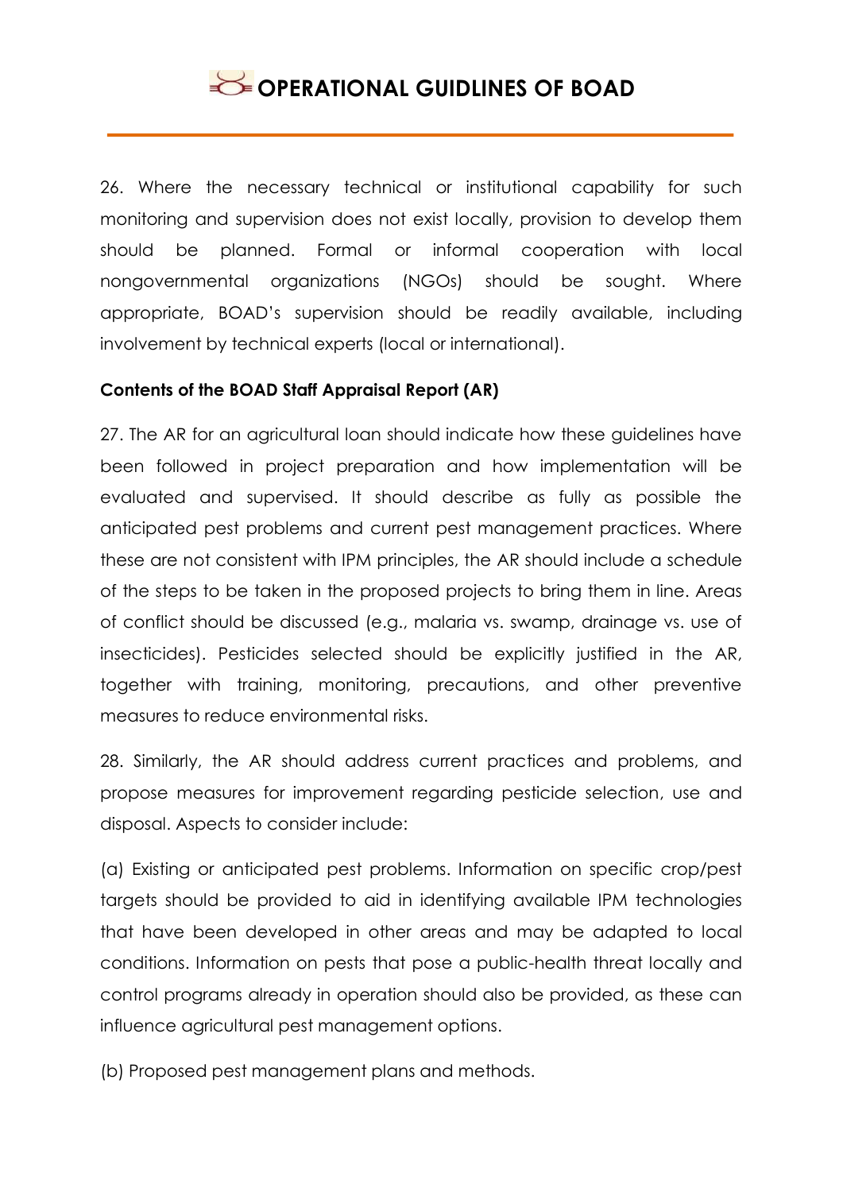26. Where the necessary technical or institutional capability for such monitoring and supervision does not exist locally, provision to develop them should be planned. Formal or informal cooperation with local nongovernmental organizations (NGOs) should be sought. Where appropriate, BOAD's supervision should be readily available, including involvement by technical experts (local or international).

**Contents of the BOAD Staff Appraisal Report (AR)**

27. The AR for an agricultural loan should indicate how these guidelines have been followed in project preparation and how implementation will be evaluated and supervised. It should describe as fully as possible the anticipated pest problems and current pest management practices. Where these are not consistent with IPM principles, the AR should include a schedule of the steps to be taken in the proposed projects to bring them in line. Areas of conflict should be discussed (e.g., malaria vs. swamp, drainage vs. use of insecticides). Pesticides selected should be explicitly justified in the AR, together with training, monitoring, precautions, and other preventive measures to reduce environmental risks.

28. Similarly, the AR should address current practices and problems, and propose measures for improvement regarding pesticide selection, use and disposal. Aspects to consider include:

(a) Existing or anticipated pest problems. Information on specific crop/pest targets should be provided to aid in identifying available IPM technologies that have been developed in other areas and may be adapted to local conditions. Information on pests that pose a public-health threat locally and control programs already in operation should also be provided, as these can influence agricultural pest management options.

(b) Proposed pest management plans and methods.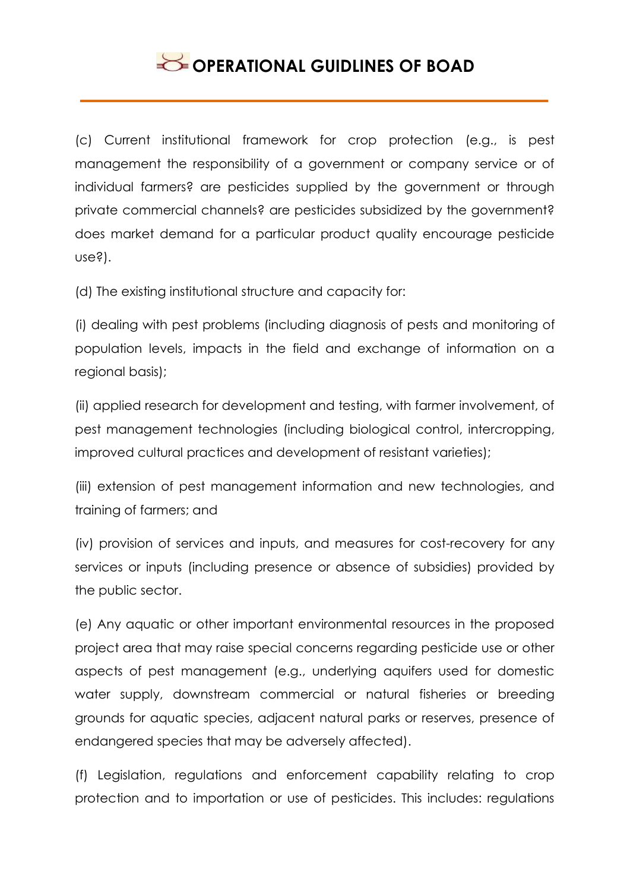(c) Current institutional framework for crop protection (e.g., is pest management the responsibility of a government or company service or of individual farmers? are pesticides supplied by the government or through private commercial channels? are pesticides subsidized by the government? does market demand for a particular product quality encourage pesticide use?).

(d) The existing institutional structure and capacity for:

(i) dealing with pest problems (including diagnosis of pests and monitoring of population levels, impacts in the field and exchange of information on a regional basis);

(ii) applied research for development and testing, with farmer involvement, of pest management technologies (including biological control, intercropping, improved cultural practices and development of resistant varieties);

(iii) extension of pest management information and new technologies, and training of farmers; and

(iv) provision of services and inputs, and measures for cost-recovery for any services or inputs (including presence or absence of subsidies) provided by the public sector.

(e) Any aquatic or other important environmental resources in the proposed project area that may raise special concerns regarding pesticide use or other aspects of pest management (e.g., underlying aquifers used for domestic water supply, downstream commercial or natural fisheries or breeding grounds for aquatic species, adjacent natural parks or reserves, presence of endangered species that may be adversely affected).

(f) Legislation, regulations and enforcement capability relating to crop protection and to importation or use of pesticides. This includes: regulations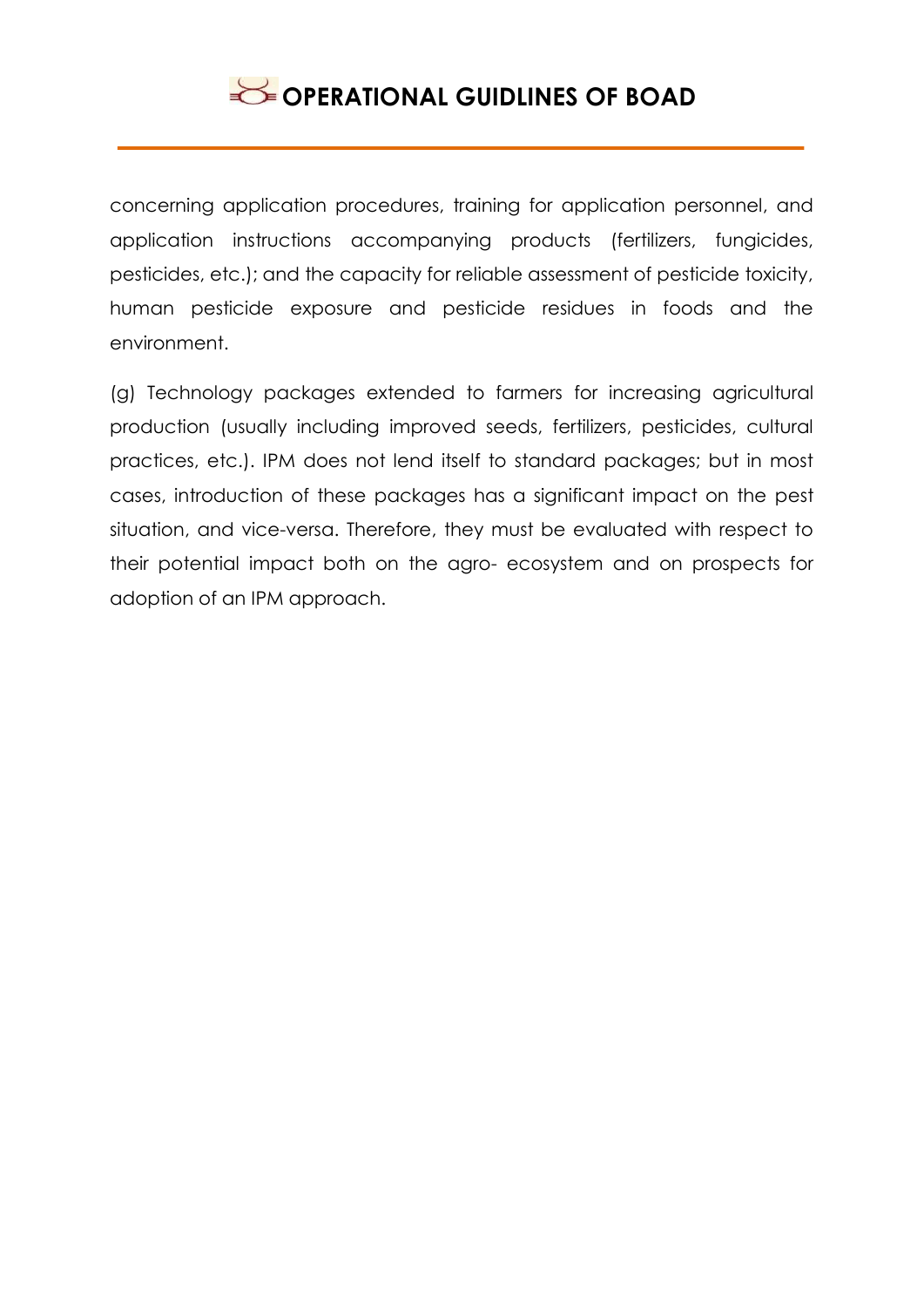concerning application procedures, training for application personnel, and application instructions accompanying products (fertilizers, fungicides, pesticides, etc.); and the capacity for reliable assessment of pesticide toxicity, human pesticide exposure and pesticide residues in foods and the environment.

(g) Technology packages extended to farmers for increasing agricultural production (usually including improved seeds, fertilizers, pesticides, cultural practices, etc.). IPM does not lend itself to standard packages; but in most cases, introduction of these packages has a significant impact on the pest situation, and vice-versa. Therefore, they must be evaluated with respect to their potential impact both on the agro- ecosystem and on prospects for adoption of an IPM approach.